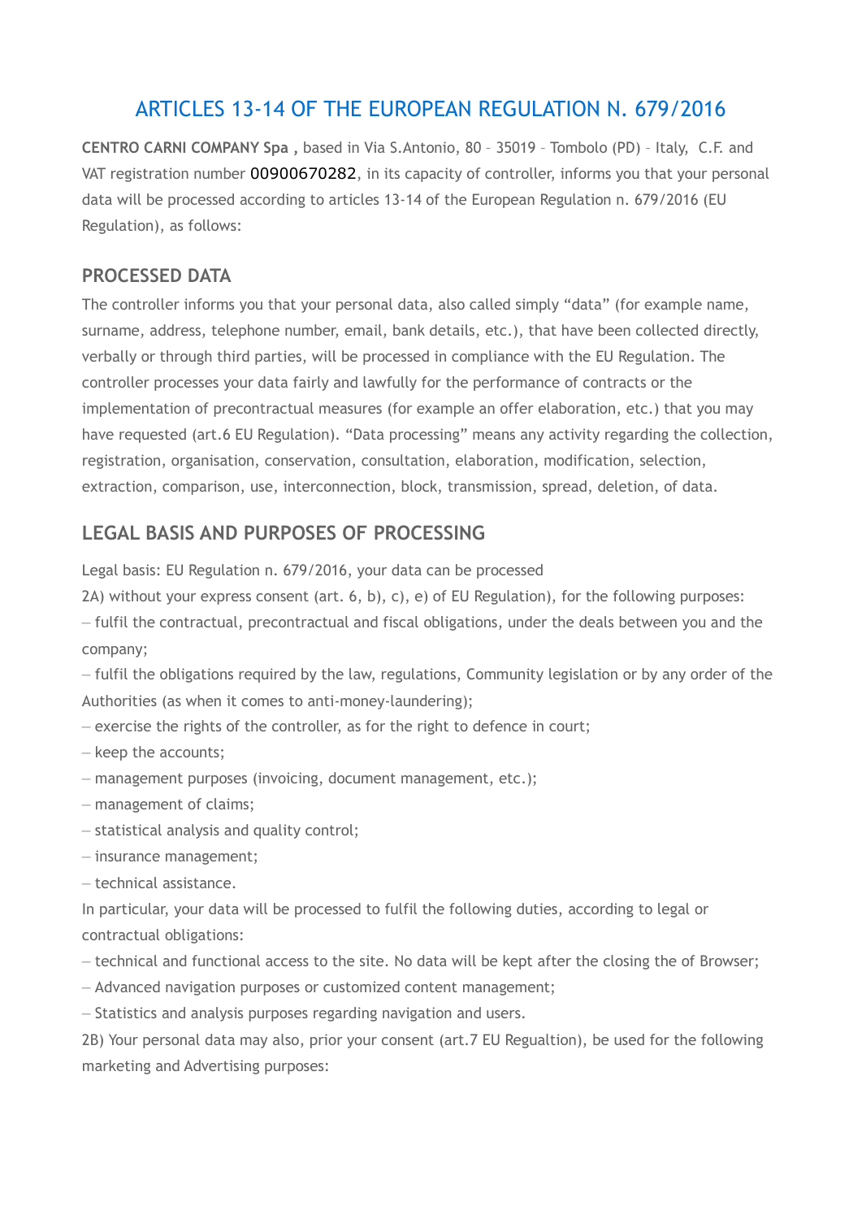# ARTICLES 13-14 OF THE EUROPEAN REGULATION N. 679/2016

**CENTRO CARNI COMPANY Spa ,** based in Via S.Antonio, 80 – 35019 – Tombolo (PD) – Italy, C.F. and VAT registration number 00900670282, in its capacity of controller, informs you that your personal data will be processed according to articles 13-14 of the European Regulation n. 679/2016 (EU Regulation), as follows:

## PROCESSED DATA

The controller informs you that your personal data, also called simply "data" (for example name, surname, address, telephone number, email, bank details, etc.), that have been collected directly, verbally or through third parties, will be processed in compliance with the EU Regulation. The controller processes your data fairly and lawfully for the performance of contracts or the implementation of precontractual measures (for example an offer elaboration, etc.) that you may have requested (art.6 EU Regulation). "Data processing" means any activity regarding the collection, registration, organisation, conservation, consultation, elaboration, modification, selection, extraction, comparison, use, interconnection, block, transmission, spread, deletion, of data.

## LEGAL BASIS AND PURPOSES OF PROCESSING

Legal basis: EU Regulation n. 679/2016, your data can be processed

2A) without your express consent (art. 6, b), c), e) of EU Regulation), for the following purposes:

– fulfil the contractual, precontractual and fiscal obligations, under the deals between you and the company;

– fulfil the obligations required by the law, regulations, Community legislation or by any order of the Authorities (as when it comes to anti-money-laundering);

– exercise the rights of the controller, as for the right to defence in court;

– keep the accounts;

– management purposes (invoicing, document management, etc.);

– management of claims;

– statistical analysis and quality control;

– insurance management;

– technical assistance.

In particular, your data will be processed to fulfil the following duties, according to legal or contractual obligations:

– technical and functional access to the site. No data will be kept after the closing the of Browser;

– Advanced navigation purposes or customized content management;

– Statistics and analysis purposes regarding navigation and users.

2B) Your personal data may also, prior your consent (art.7 EU Regualtion), be used for the following marketing and Advertising purposes: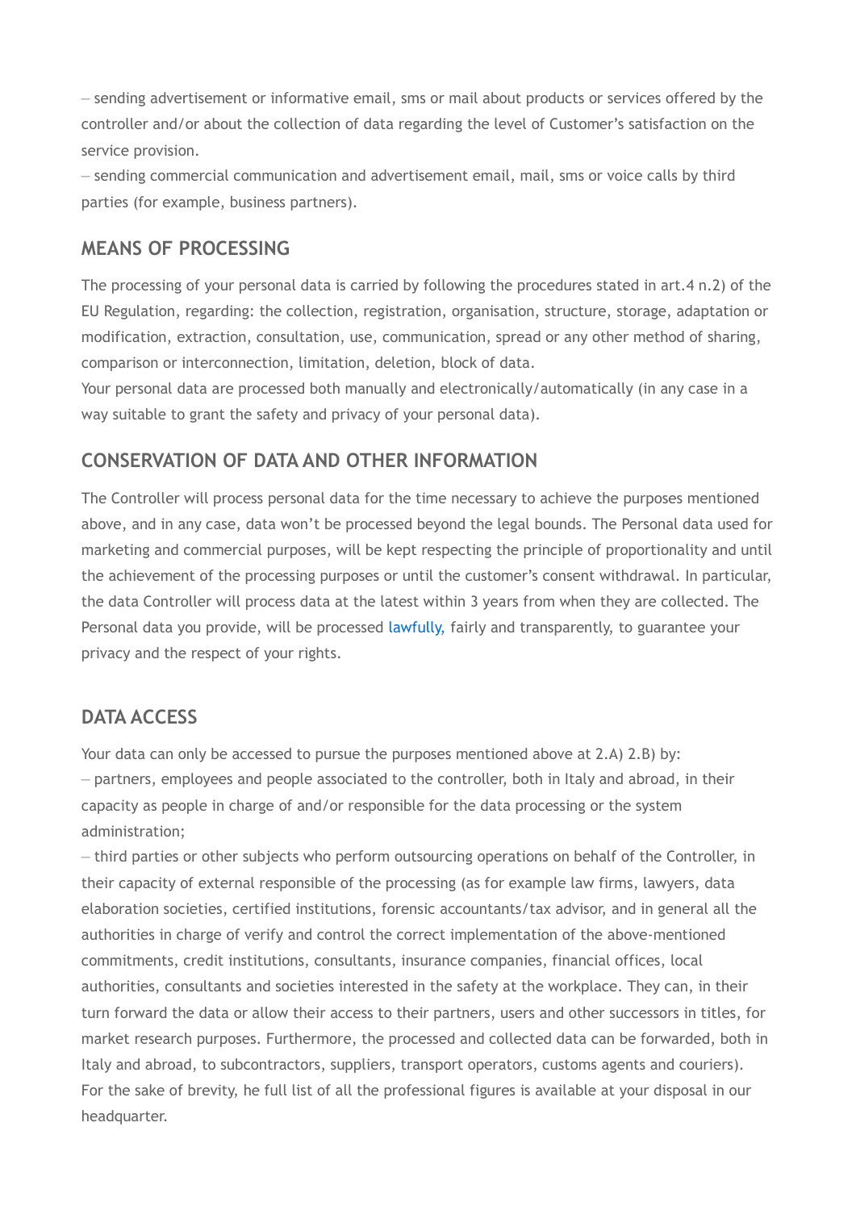– sending advertisement or informative email, sms or mail about products or services offered by the controller and/or about the collection of data regarding the level of Customer's satisfaction on the service provision.
– sending commercial communication and advertisement email, mail, sms or voice calls by third parties (for example, business partners).

## MEANS OF PROCESSING

The processing of your personal data is carried by following the procedures stated in art.4 n.2) of the EU Regulation, regarding: the collection, registration, organisation, structure, storage, adaptation or modification, extraction, consultation, use, communication, spread or any other method of sharing, comparison or interconnection, limitation, deletion, block of data.
Your personal data are processed both manually and electronically/automatically (in any case in a way suitable to grant the safety and privacy of your personal data).

## CONSERVATION OF DATA AND OTHER INFORMATION

The Controller will process personal data for the time necessary to achieve the purposes mentioned above, and in any case, data won't be processed beyond the legal bounds. The Personal data used for marketing and commercial purposes, will be kept respecting the principle of proportionality and until the achievement of the processing purposes or until the customer's consent withdrawal. In particular, the data Controller will process data at the latest within 3 years from when they are collected. The Personal data you provide, will be processed lawfully, fairly and transparently, to guarantee your privacy and the respect of your rights.

## DATA ACCESS

Your data can only be accessed to pursue the purposes mentioned above at 2.A) 2.B) by:
– partners, employees and people associated to the controller, both in Italy and abroad, in their capacity as people in charge of and/or responsible for the data processing or the system administration;
– third parties or other subjects who perform outsourcing operations on behalf of the Controller, in their capacity of external responsible of the processing (as for example law firms, lawyers, data elaboration societies, certified institutions, forensic accountants/tax advisor, and in general all the authorities in charge of verify and control the correct implementation of the above-mentioned commitments, credit institutions, consultants, insurance companies, financial offices, local authorities, consultants and societies interested in the safety at the workplace. They can, in their turn forward the data or allow their access to their partners, users and other successors in titles, for market research purposes. Furthermore, the processed and collected data can be forwarded, both in Italy and abroad, to subcontractors, suppliers, transport operators, customs agents and couriers). For the sake of brevity, he full list of all the professional figures is available at your disposal in our headquarter.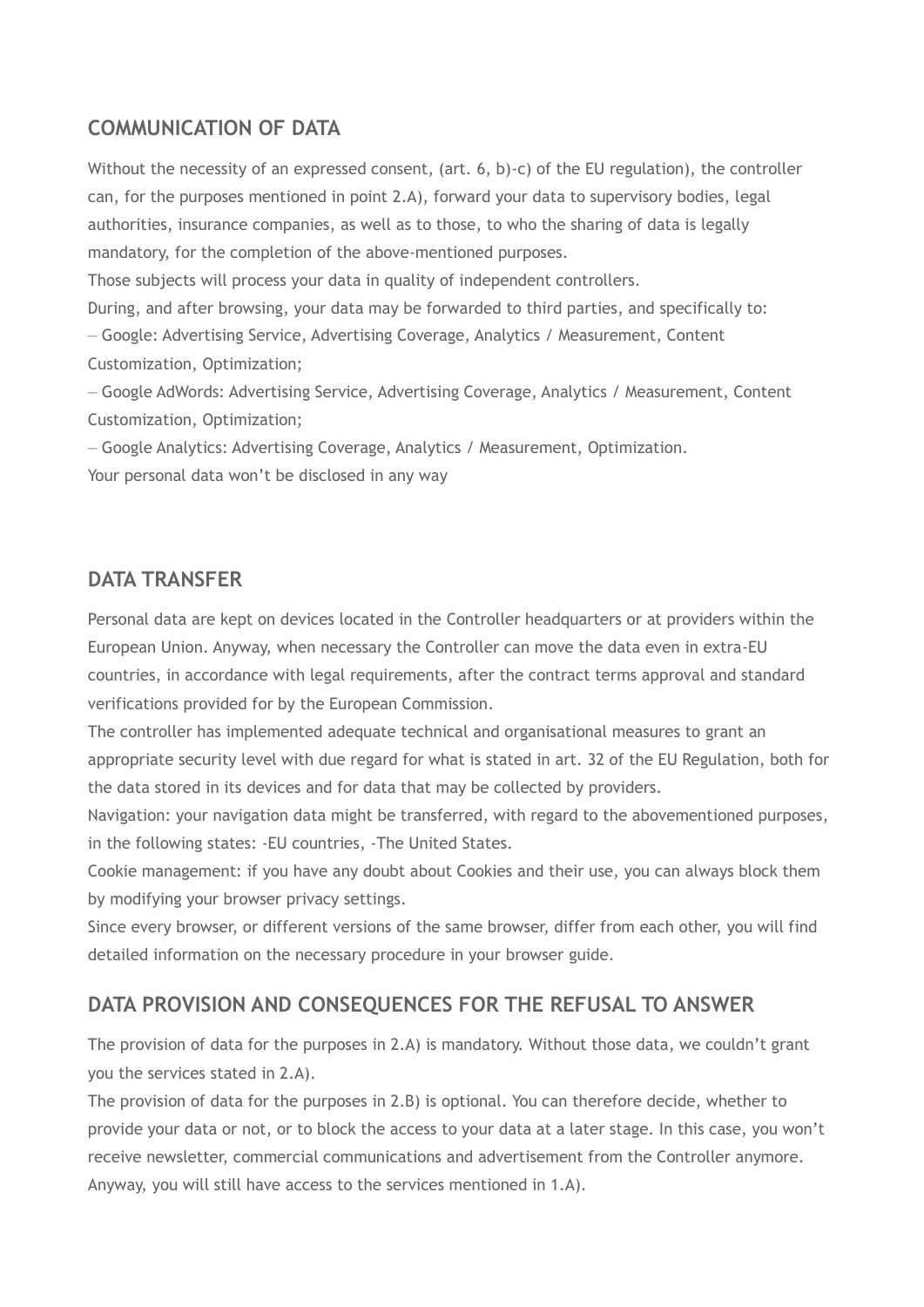## COMMUNICATION OF DATA

Without the necessity of an expressed consent, (art. 6, b)-c) of the EU regulation), the controller can, for the purposes mentioned in point 2.A), forward your data to supervisory bodies, legal authorities, insurance companies, as well as to those, to who the sharing of data is legally mandatory, for the completion of the above-mentioned purposes.
Those subjects will process your data in quality of independent controllers.
During, and after browsing, your data may be forwarded to third parties, and specifically to:
– Google: Advertising Service, Advertising Coverage, Analytics / Measurement, Content Customization, Optimization;
– Google AdWords: Advertising Service, Advertising Coverage, Analytics / Measurement, Content Customization, Optimization;
– Google Analytics: Advertising Coverage, Analytics / Measurement, Optimization.
Your personal data won't be disclosed in any way

## DATA TRANSFER

Personal data are kept on devices located in the Controller headquarters or at providers within the European Union. Anyway, when necessary the Controller can move the data even in extra-EU countries, in accordance with legal requirements, after the contract terms approval and standard verifications provided for by the European Commission.
The controller has implemented adequate technical and organisational measures to grant an appropriate security level with due regard for what is stated in art. 32 of the EU Regulation, both for the data stored in its devices and for data that may be collected by providers.
Navigation: your navigation data might be transferred, with regard to the abovementioned purposes, in the following states: -EU countries, -The United States.
Cookie management: if you have any doubt about Cookies and their use, you can always block them by modifying your browser privacy settings.
Since every browser, or different versions of the same browser, differ from each other, you will find detailed information on the necessary procedure in your browser guide.

## DATA PROVISION AND CONSEQUENCES FOR THE REFUSAL TO ANSWER

The provision of data for the purposes in 2.A) is mandatory. Without those data, we couldn't grant you the services stated in 2.A).
The provision of data for the purposes in 2.B) is optional. You can therefore decide, whether to provide your data or not, or to block the access to your data at a later stage. In this case, you won't receive newsletter, commercial communications and advertisement from the Controller anymore. Anyway, you will still have access to the services mentioned in 1.A).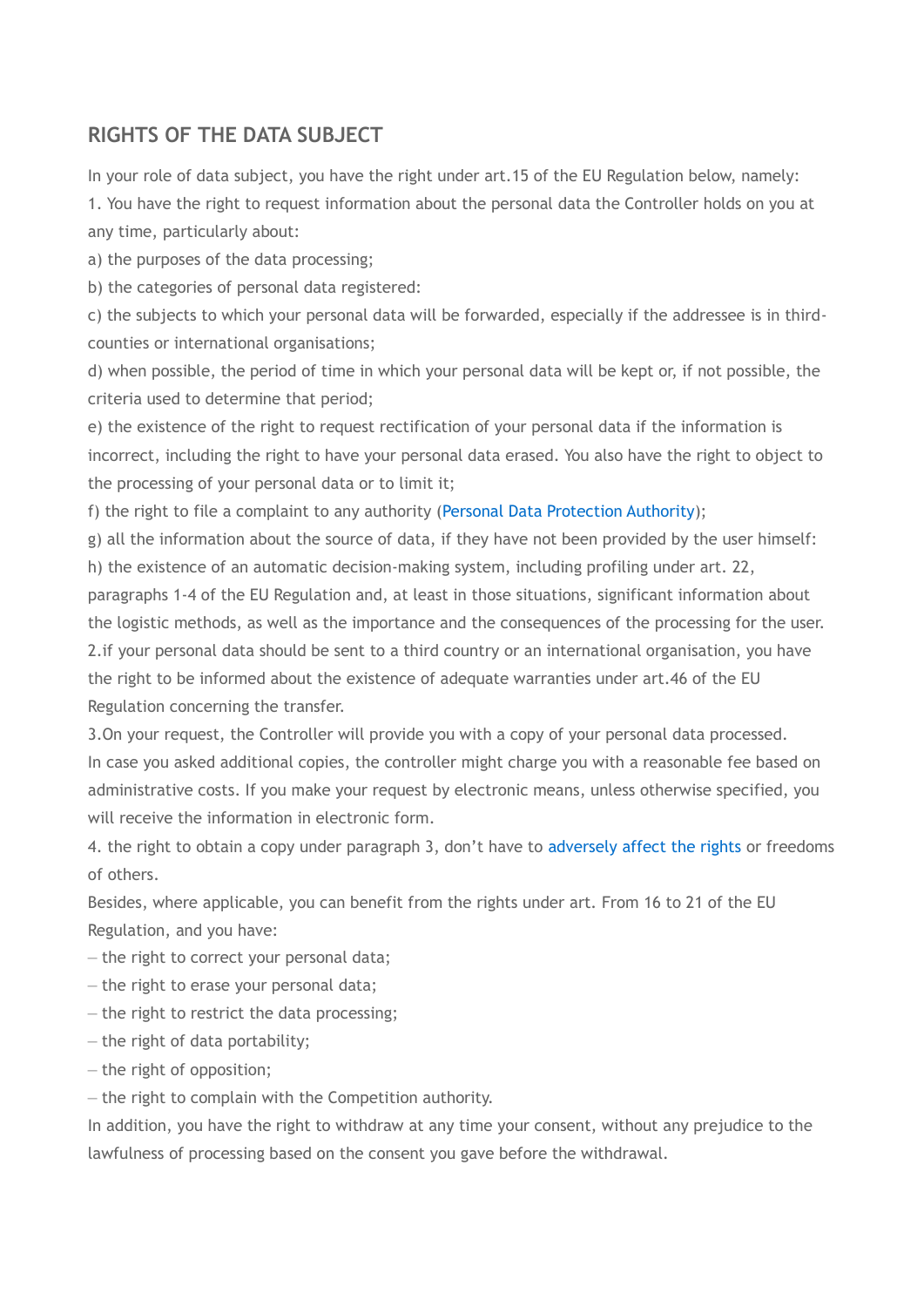## RIGHTS OF THE DATA SUBJECT

In your role of data subject, you have the right under art.15 of the EU Regulation below, namely:

1. You have the right to request information about the personal data the Controller holds on you at any time, particularly about:

a) the purposes of the data processing;

b) the categories of personal data registered:

c) the subjects to which your personal data will be forwarded, especially if the addressee is in third-counties or international organisations;

d) when possible, the period of time in which your personal data will be kept or, if not possible, the criteria used to determine that period;

e) the existence of the right to request rectification of your personal data if the information is incorrect, including the right to have your personal data erased. You also have the right to object to the processing of your personal data or to limit it;

f) the right to file a complaint to any authority (Personal Data Protection Authority);

g) all the information about the source of data, if they have not been provided by the user himself:

h) the existence of an automatic decision-making system, including profiling under art. 22, paragraphs 1-4 of the EU Regulation and, at least in those situations, significant information about the logistic methods, as well as the importance and the consequences of the processing for the user.

2.if your personal data should be sent to a third country or an international organisation, you have the right to be informed about the existence of adequate warranties under art.46 of the EU Regulation concerning the transfer.

3.On your request, the Controller will provide you with a copy of your personal data processed. In case you asked additional copies, the controller might charge you with a reasonable fee based on administrative costs. If you make your request by electronic means, unless otherwise specified, you will receive the information in electronic form.

4. the right to obtain a copy under paragraph 3, don't have to adversely affect the rights or freedoms of others.

Besides, where applicable, you can benefit from the rights under art. From 16 to 21 of the EU Regulation, and you have:

– the right to correct your personal data;

– the right to erase your personal data;

– the right to restrict the data processing;

– the right of data portability;

– the right of opposition;

– the right to complain with the Competition authority.

In addition, you have the right to withdraw at any time your consent, without any prejudice to the lawfulness of processing based on the consent you gave before the withdrawal.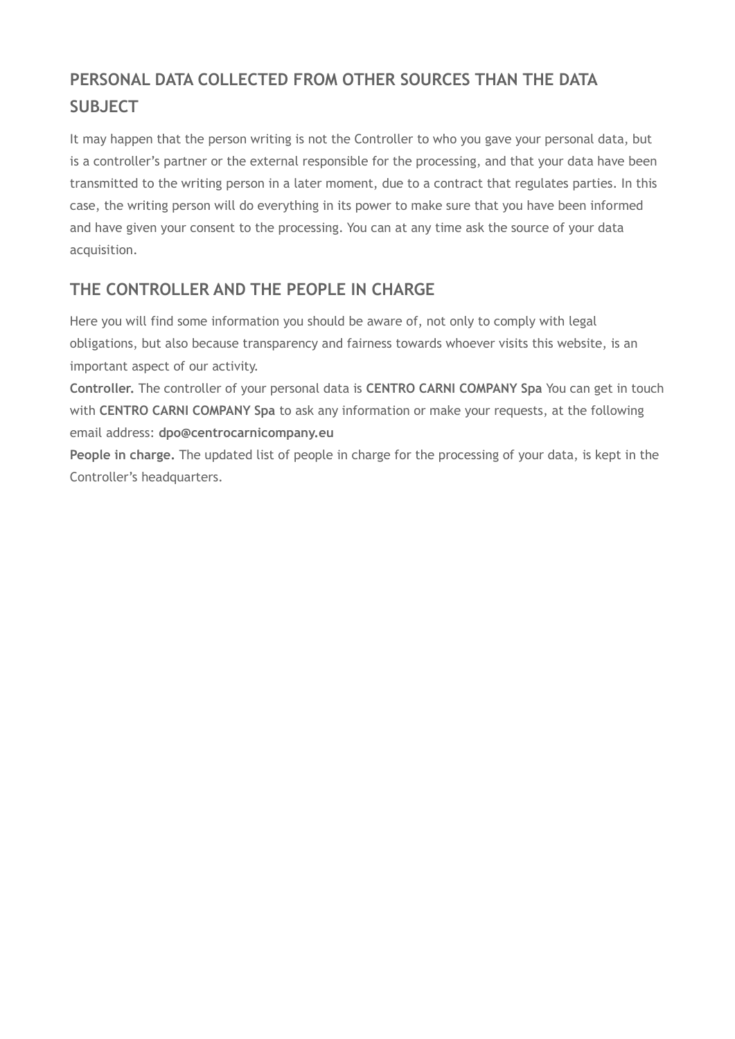## PERSONAL DATA COLLECTED FROM OTHER SOURCES THAN THE DATA SUBJECT

It may happen that the person writing is not the Controller to who you gave your personal data, but is a controller's partner or the external responsible for the processing, and that your data have been transmitted to the writing person in a later moment, due to a contract that regulates parties. In this case, the writing person will do everything in its power to make sure that you have been informed and have given your consent to the processing. You can at any time ask the source of your data acquisition.

## THE CONTROLLER AND THE PEOPLE IN CHARGE

Here you will find some information you should be aware of, not only to comply with legal obligations, but also because transparency and fairness towards whoever visits this website, is an important aspect of our activity.

**Controller.** The controller of your personal data is **CENTRO CARNI COMPANY Spa** You can get in touch with **CENTRO CARNI COMPANY Spa** to ask any information or make your requests, at the following email address: **dpo@centrocarnicompany.eu**

**People in charge.** The updated list of people in charge for the processing of your data, is kept in the Controller's headquarters.